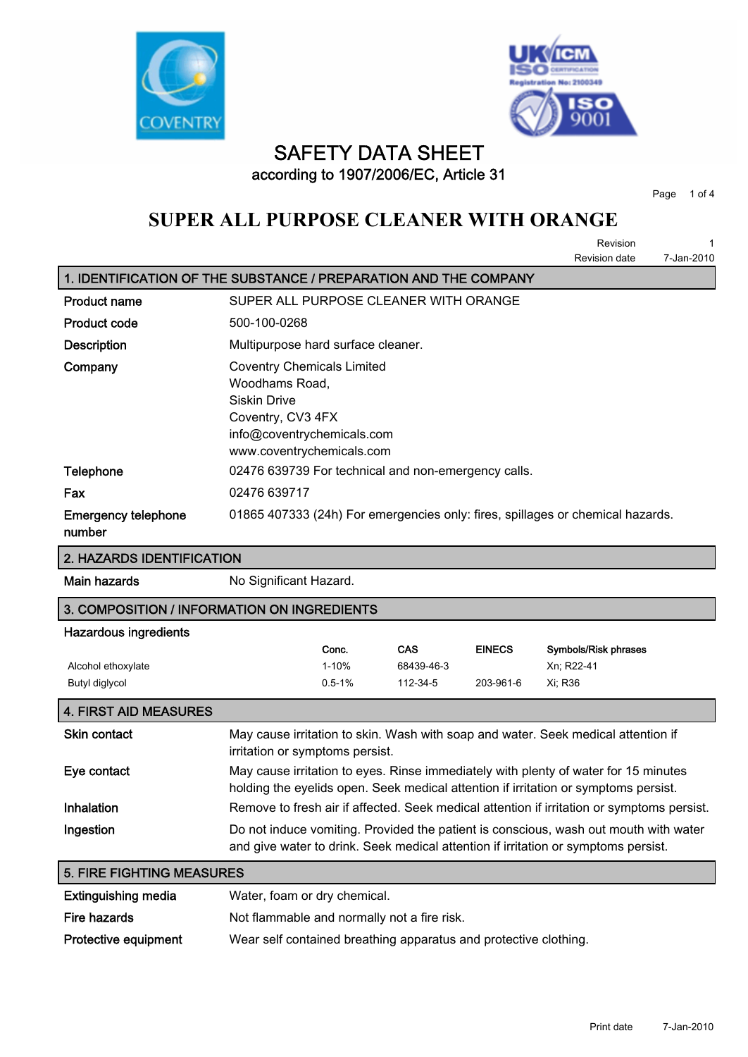# SAFETY DATA SHEET

according to 1907/2006/EC, Article 31

# SUPER ALL PURPOSE CLEANER WITH ORANGE

Revision 1

Revision date 7-Jan-2010

## 1. IDENTIFICATION OF THE SUBSTANCE / PREPARATION AND THE COMPANY

**Product name** SUPER ALL PURPOSE CLEANER WITH ORANGE

**Product code** 500-100-0268

**Description** Multipurpose hard surface cleaner.

**Company** Coventry Chemicals Limited
Woodhams Road,
Siskin Drive
Coventry, CV3 4FX
info@coventrychemicals.com
www.coventrychemicals.com

**Telephone** 02476 639739 For technical and non-emergency calls.

**Fax** 02476 639717

**Emergency telephone number** 01865 407333 (24h) For emergencies only: fires, spillages or chemical hazards.

## 2. HAZARDS IDENTIFICATION

**Main hazards** No Significant Hazard.

## 3. COMPOSITION / INFORMATION ON INGREDIENTS

**Hazardous ingredients**

| | Conc. | CAS | EINECS | Symbols/Risk phrases |
|---|---|---|---|---|
| Alcohol ethoxylate | 1-10% | 68439-46-3 | | Xn; R22-41 |
| Butyl diglycol | 0.5-1% | 112-34-5 | 203-961-6 | Xi; R36 |

## 4. FIRST AID MEASURES

**Skin contact** May cause irritation to skin. Wash with soap and water. Seek medical attention if irritation or symptoms persist.

**Eye contact** May cause irritation to eyes. Rinse immediately with plenty of water for 15 minutes holding the eyelids open. Seek medical attention if irritation or symptoms persist.

**Inhalation** Remove to fresh air if affected. Seek medical attention if irritation or symptoms persist.

**Ingestion** Do not induce vomiting. Provided the patient is conscious, wash out mouth with water and give water to drink. Seek medical attention if irritation or symptoms persist.

## 5. FIRE FIGHTING MEASURES

**Extinguishing media** Water, foam or dry chemical.

**Fire hazards** Not flammable and normally not a fire risk.

**Protective equipment** Wear self contained breathing apparatus and protective clothing.

Print date 7-Jan-2010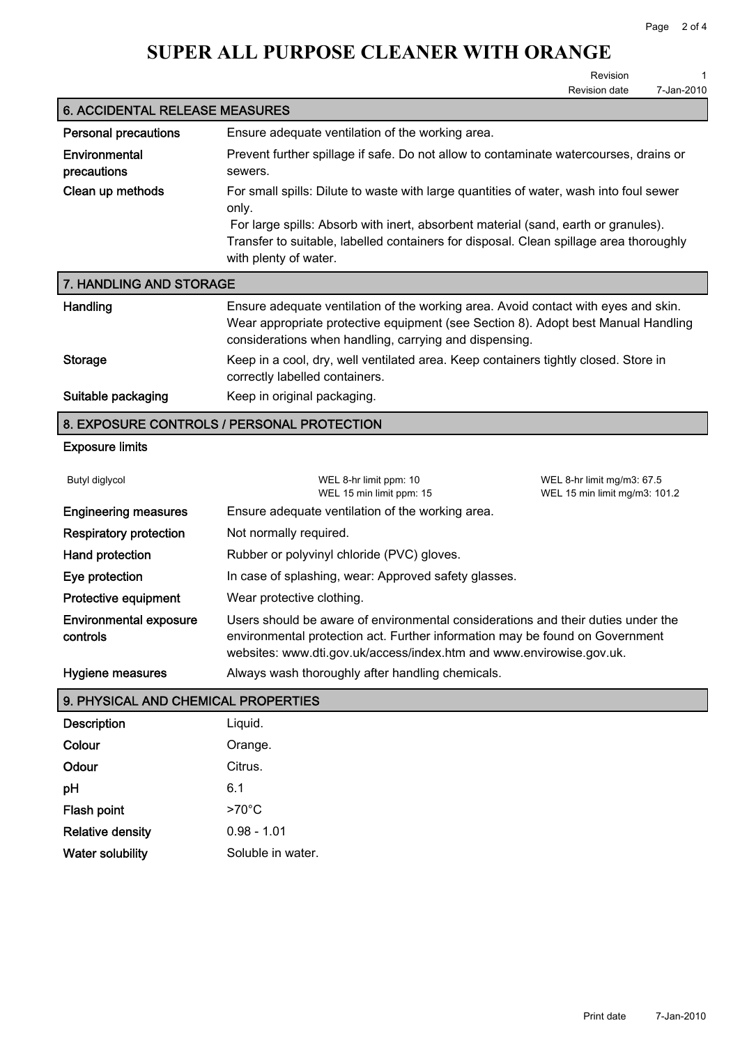# SUPER ALL PURPOSE CLEANER WITH ORANGE

Revision 1
Revision date 7-Jan-2010

## 6. ACCIDENTAL RELEASE MEASURES

| | |
|---|---|
| **Personal precautions** | Ensure adequate ventilation of the working area. |
| **Environmental precautions** | Prevent further spillage if safe. Do not allow to contaminate watercourses, drains or sewers. |
| **Clean up methods** | For small spills: Dilute to waste with large quantities of water, wash into foul sewer only.<br>For large spills: Absorb with inert, absorbent material (sand, earth or granules). Transfer to suitable, labelled containers for disposal. Clean spillage area thoroughly with plenty of water. |

## 7. HANDLING AND STORAGE

| | |
|---|---|
| **Handling** | Ensure adequate ventilation of the working area. Avoid contact with eyes and skin. Wear appropriate protective equipment (see Section 8). Adopt best Manual Handling considerations when handling, carrying and dispensing. |
| **Storage** | Keep in a cool, dry, well ventilated area. Keep containers tightly closed. Store in correctly labelled containers. |
| **Suitable packaging** | Keep in original packaging. |

## 8. EXPOSURE CONTROLS / PERSONAL PROTECTION

**Exposure limits**

| | | |
|---|---|---|
| Butyl diglycol | WEL 8-hr limit ppm: 10<br>WEL 15 min limit ppm: 15 | WEL 8-hr limit mg/m3: 67.5<br>WEL 15 min limit mg/m3: 101.2 |

| | |
|---|---|
| **Engineering measures** | Ensure adequate ventilation of the working area. |
| **Respiratory protection** | Not normally required. |
| **Hand protection** | Rubber or polyvinyl chloride (PVC) gloves. |
| **Eye protection** | In case of splashing, wear: Approved safety glasses. |
| **Protective equipment** | Wear protective clothing. |
| **Environmental exposure controls** | Users should be aware of environmental considerations and their duties under the environmental protection act. Further information may be found on Government websites: www.dti.gov.uk/access/index.htm and www.envirowise.gov.uk. |
| **Hygiene measures** | Always wash thoroughly after handling chemicals. |

## 9. PHYSICAL AND CHEMICAL PROPERTIES

| | |
|---|---|
| **Description** | Liquid. |
| **Colour** | Orange. |
| **Odour** | Citrus. |
| **pH** | 6.1 |
| **Flash point** | >70°C |
| **Relative density** | 0.98 - 1.01 |
| **Water solubility** | Soluble in water. |

Print date 7-Jan-2010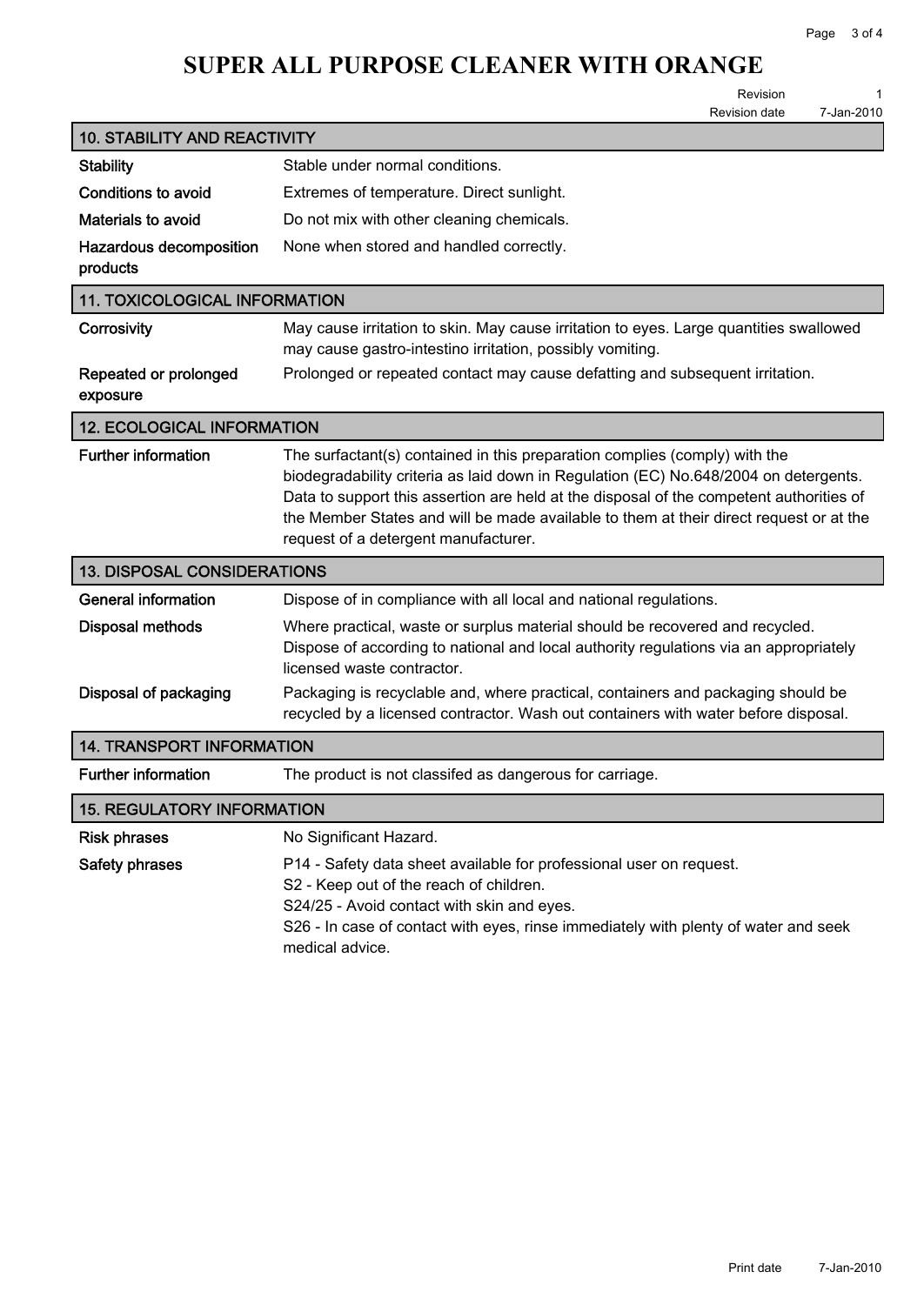# SUPER ALL PURPOSE CLEANER WITH ORANGE

Revision 1
Revision date 7-Jan-2010

## 10. STABILITY AND REACTIVITY

**Stability**
Stable under normal conditions.

**Conditions to avoid**
Extremes of temperature. Direct sunlight.

**Materials to avoid**
Do not mix with other cleaning chemicals.

**Hazardous decomposition products**
None when stored and handled correctly.

## 11. TOXICOLOGICAL INFORMATION

**Corrosivity**
May cause irritation to skin. May cause irritation to eyes. Large quantities swallowed may cause gastro-intestino irritation, possibly vomiting.

**Repeated or prolonged exposure**
Prolonged or repeated contact may cause defatting and subsequent irritation.

## 12. ECOLOGICAL INFORMATION

**Further information**
The surfactant(s) contained in this preparation complies (comply) with the biodegradability criteria as laid down in Regulation (EC) No.648/2004 on detergents. Data to support this assertion are held at the disposal of the competent authorities of the Member States and will be made available to them at their direct request or at the request of a detergent manufacturer.

## 13. DISPOSAL CONSIDERATIONS

**General information**
Dispose of in compliance with all local and national regulations.

**Disposal methods**
Where practical, waste or surplus material should be recovered and recycled. Dispose of according to national and local authority regulations via an appropriately licensed waste contractor.

**Disposal of packaging**
Packaging is recyclable and, where practical, containers and packaging should be recycled by a licensed contractor. Wash out containers with water before disposal.

## 14. TRANSPORT INFORMATION

**Further information**
The product is not classifed as dangerous for carriage.

## 15. REGULATORY INFORMATION

**Risk phrases**
No Significant Hazard.

**Safety phrases**
P14 - Safety data sheet available for professional user on request.
S2 - Keep out of the reach of children.
S24/25 - Avoid contact with skin and eyes.
S26 - In case of contact with eyes, rinse immediately with plenty of water and seek medical advice.

Print date 7-Jan-2010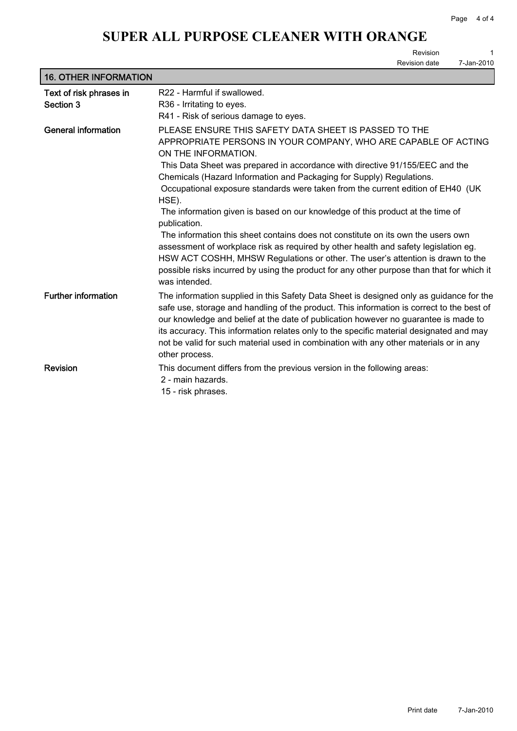# SUPER ALL PURPOSE CLEANER WITH ORANGE

Revision 1
Revision date 7-Jan-2010

## 16. OTHER INFORMATION

**Text of risk phrases in Section 3**

R22 - Harmful if swallowed.
R36 - Irritating to eyes.
R41 - Risk of serious damage to eyes.

**General information**

PLEASE ENSURE THIS SAFETY DATA SHEET IS PASSED TO THE APPROPRIATE PERSONS IN YOUR COMPANY, WHO ARE CAPABLE OF ACTING ON THE INFORMATION.
This Data Sheet was prepared in accordance with directive 91/155/EEC and the Chemicals (Hazard Information and Packaging for Supply) Regulations.
Occupational exposure standards were taken from the current edition of EH40 (UK HSE).
The information given is based on our knowledge of this product at the time of publication.
The information this sheet contains does not constitute on its own the users own assessment of workplace risk as required by other health and safety legislation eg. HSW ACT COSHH, MHSW Regulations or other. The user's attention is drawn to the possible risks incurred by using the product for any other purpose than that for which it was intended.

**Further information**

The information supplied in this Safety Data Sheet is designed only as guidance for the safe use, storage and handling of the product. This information is correct to the best of our knowledge and belief at the date of publication however no guarantee is made to its accuracy. This information relates only to the specific material designated and may not be valid for such material used in combination with any other materials or in any other process.

**Revision**

This document differs from the previous version in the following areas:
2 - main hazards.
15 - risk phrases.

Print date 7-Jan-2010